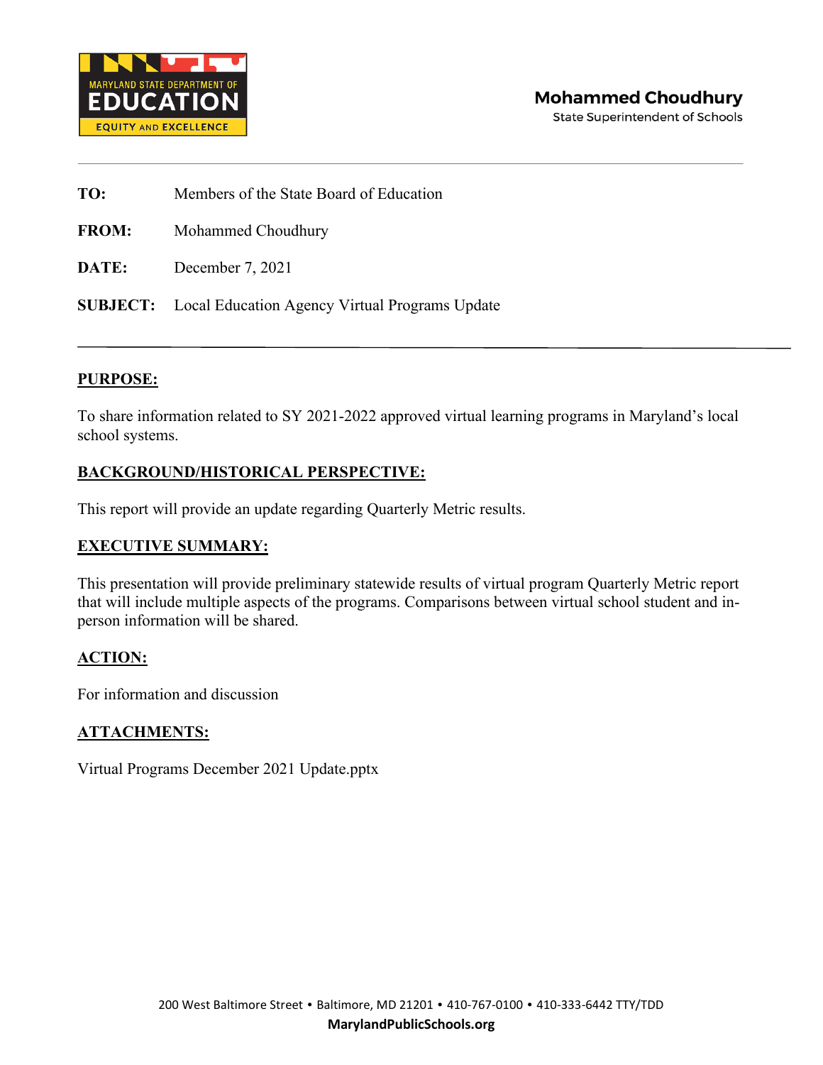Mohammed Choudhury
State Superintendent of Schools

**TO:** Members of the State Board of Education

**FROM:** Mohammed Choudhury

**DATE:** December 7, 2021

**SUBJECT:** Local Education Agency Virtual Programs Update

---

## PURPOSE:

To share information related to SY 2021-2022 approved virtual learning programs in Maryland's local school systems.

## BACKGROUND/HISTORICAL PERSPECTIVE:

This report will provide an update regarding Quarterly Metric results.

## EXECUTIVE SUMMARY:

This presentation will provide preliminary statewide results of virtual program Quarterly Metric report that will include multiple aspects of the programs. Comparisons between virtual school student and in-person information will be shared.

## ACTION:

For information and discussion

## ATTACHMENTS:

Virtual Programs December 2021 Update.pptx

200 West Baltimore Street • Baltimore, MD 21201 • 410-767-0100 • 410-333-6442 TTY/TDD
**MarylandPublicSchools.org**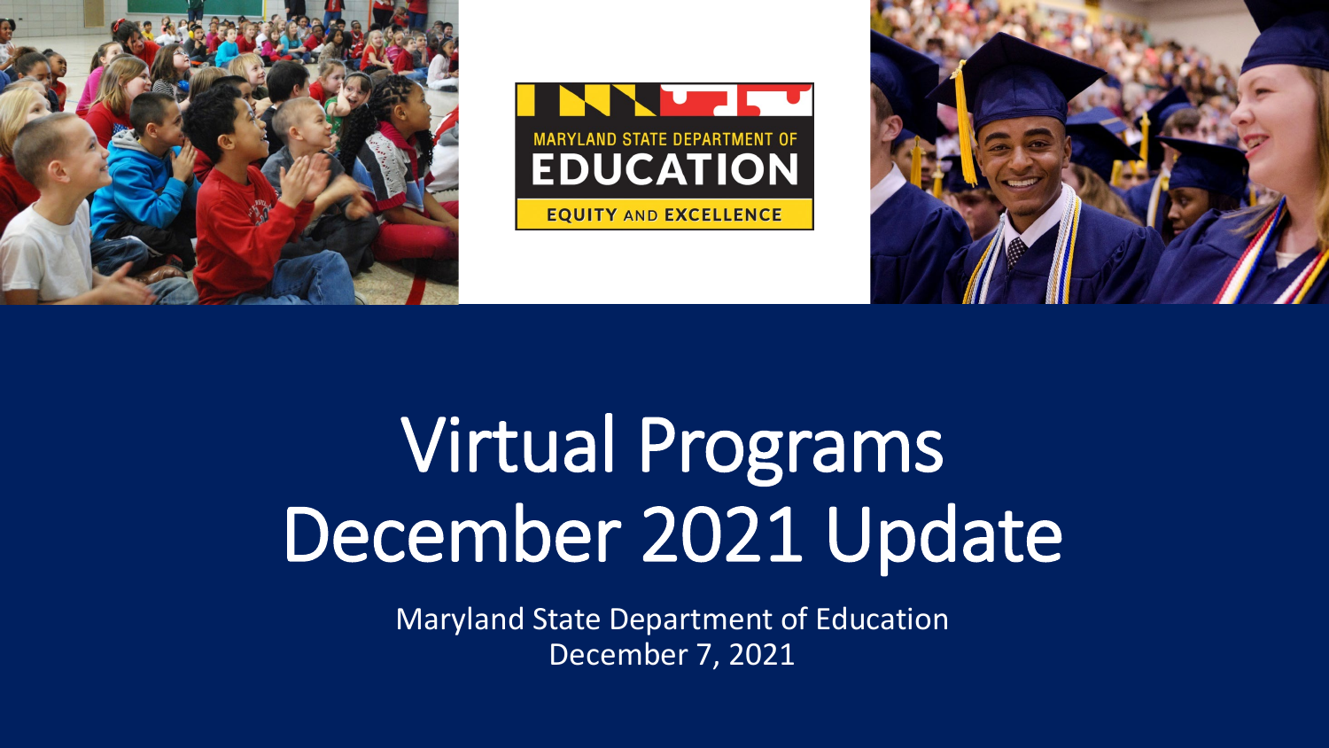# Virtual Programs December 2021 Update

Maryland State Department of Education
December 7, 2021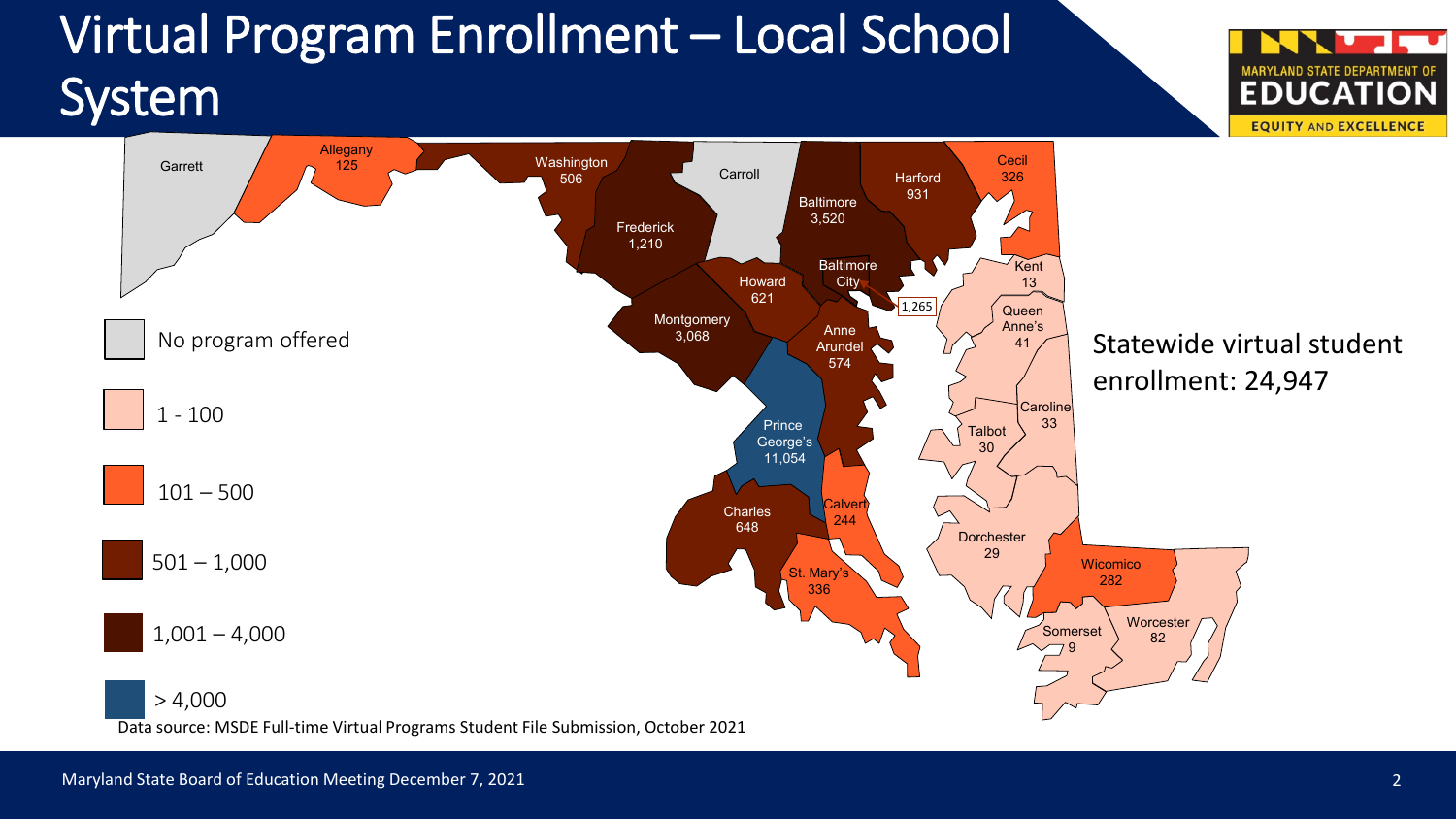# Virtual Program Enrollment – Local School System

| County | Enrollment |
| --- | --- |
| Garrett | No program offered |
| Allegany | 125 |
| Washington | 506 |
| Carroll | No program offered |
| Frederick | 1,210 |
| Baltimore | 3,520 |
| Harford | 931 |
| Cecil | 326 |
| Kent | 13 |
| Howard | 621 |
| Baltimore City | 1,265 |
| Queen Anne's | 41 |
| Montgomery | 3,068 |
| Anne Arundel | 574 |
| Caroline | 33 |
| Talbot | 30 |
| Prince George's | 11,054 |
| Calvert | 244 |
| Charles | 648 |
| Dorchester | 29 |
| St. Mary's | 336 |
| Wicomico | 282 |
| Somerset | 9 |
| Worcester | 82 |

Legend:
- No program offered
- 1 - 100
- 101 – 500
- 501 – 1,000
- 1,001 – 4,000
- > 4,000

Statewide virtual student enrollment: 24,947

Data source: MSDE Full-time Virtual Programs Student File Submission, October 2021

Maryland State Board of Education Meeting December 7, 2021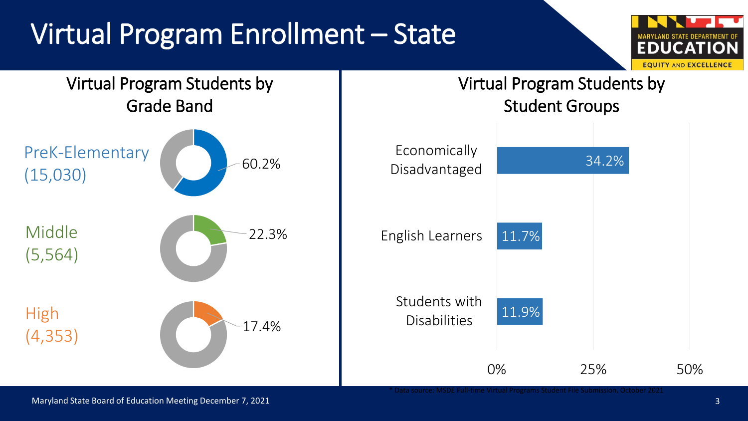# Virtual Program Enrollment – State

## Virtual Program Students by Grade Band

| Grade Band | Students | Percent |
| --- | --- | --- |
| PreK-Elementary | 15,030 | 60.2% |
| Middle | 5,564 | 22.3% |
| High | 4,353 | 17.4% |

## Virtual Program Students by Student Groups

| Student Group | Percent |
| --- | --- |
| Economically Disadvantaged | 34.2% |
| English Learners | 11.7% |
| Students with Disabilities | 11.9% |

* Data source: MSDE Full-time Virtual Programs Student File Submission, October 2021

Maryland State Board of Education Meeting December 7, 2021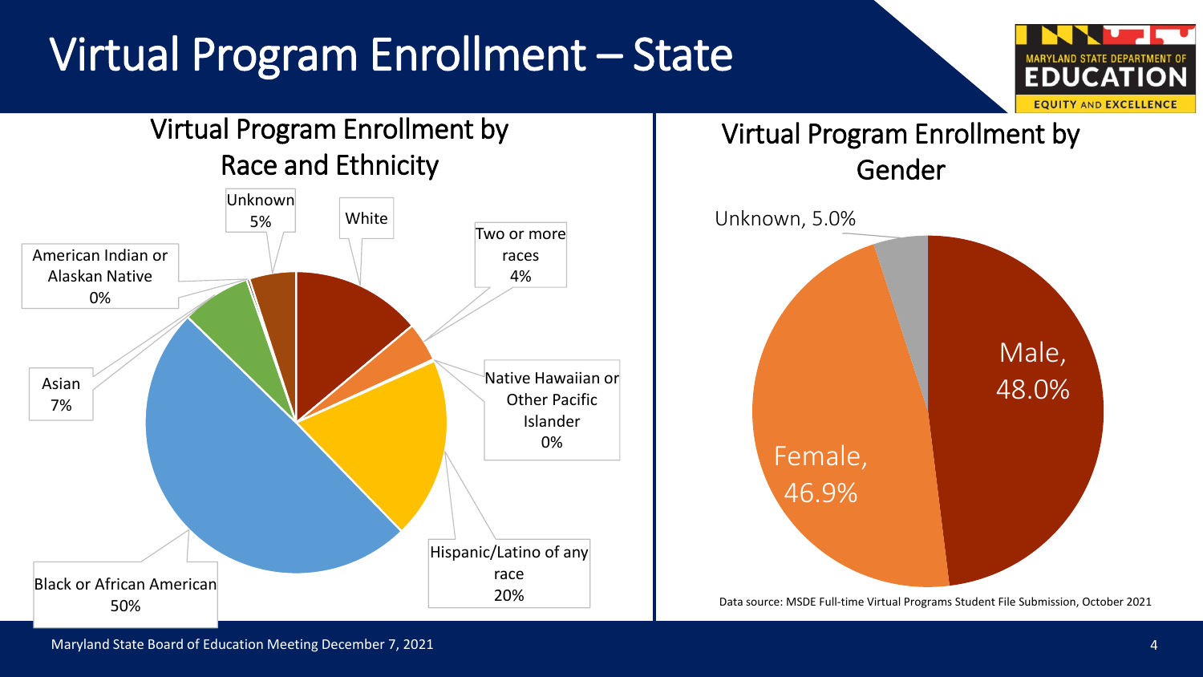# Virtual Program Enrollment – State

## Virtual Program Enrollment by Race and Ethnicity

| Race and Ethnicity | Percent |
|---|---|
| White | |
| Two or more races | 4% |
| Native Hawaiian or Other Pacific Islander | 0% |
| Hispanic/Latino of any race | 20% |
| Black or African American | 50% |
| Asian | 7% |
| American Indian or Alaskan Native | 0% |
| Unknown | 5% |

## Virtual Program Enrollment by Gender

| Gender | Percent |
|---|---|
| Male | 48.0% |
| Female | 46.9% |
| Unknown | 5.0% |

Data source: MSDE Full-time Virtual Programs Student File Submission, October 2021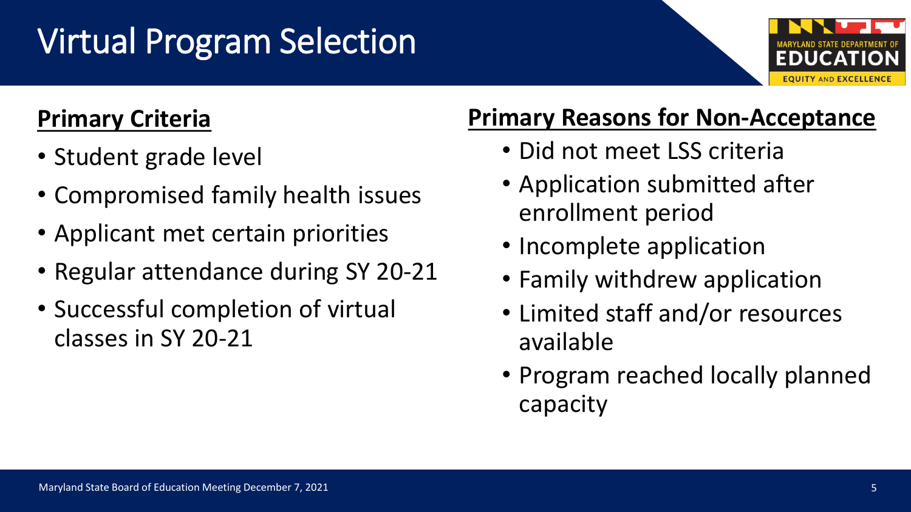# Virtual Program Selection

## Primary Criteria

- Student grade level
- Compromised family health issues
- Applicant met certain priorities
- Regular attendance during SY 20-21
- Successful completion of virtual classes in SY 20-21

## Primary Reasons for Non-Acceptance

- Did not meet LSS criteria
- Application submitted after enrollment period
- Incomplete application
- Family withdrew application
- Limited staff and/or resources available
- Program reached locally planned capacity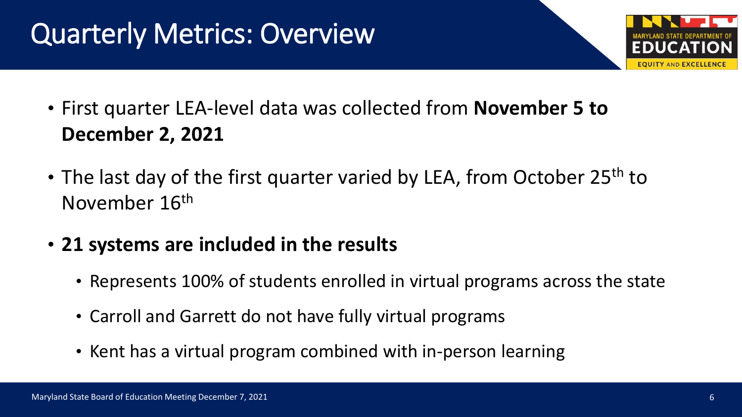# Quarterly Metrics: Overview

- First quarter LEA-level data was collected from **November 5 to December 2, 2021**
- The last day of the first quarter varied by LEA, from October 25th to November 16th
- **21 systems are included in the results**
  - Represents 100% of students enrolled in virtual programs across the state
  - Carroll and Garrett do not have fully virtual programs
  - Kent has a virtual program combined with in-person learning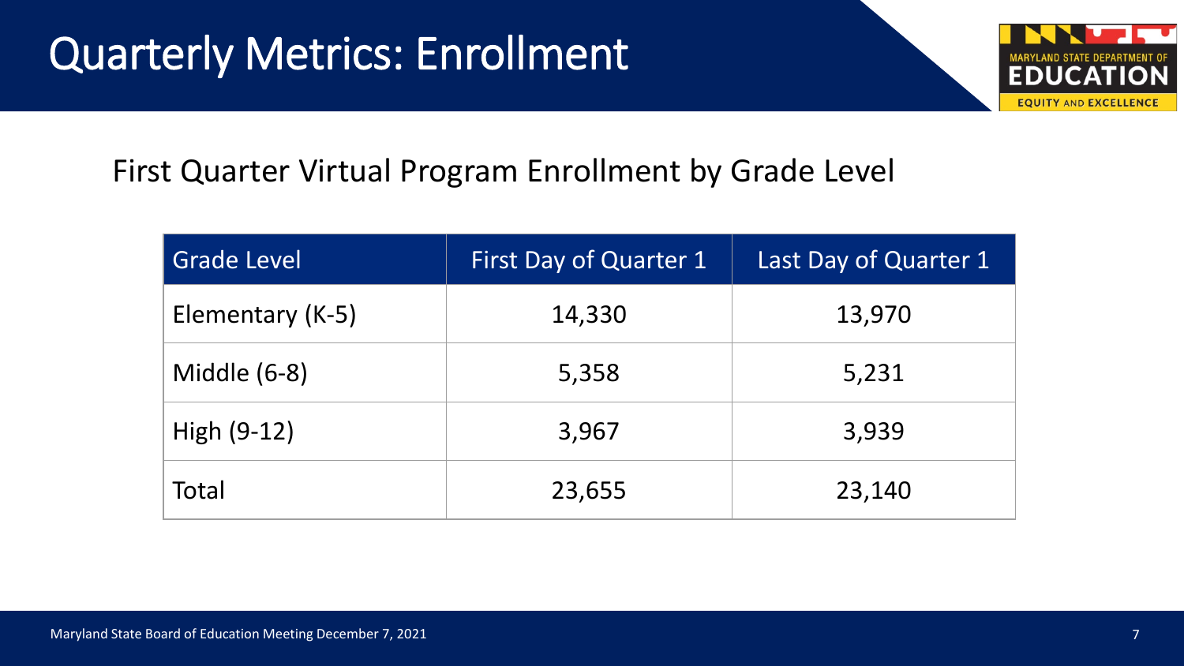# Quarterly Metrics: Enrollment

## First Quarter Virtual Program Enrollment by Grade Level

| Grade Level | First Day of Quarter 1 | Last Day of Quarter 1 |
| --- | --- | --- |
| Elementary (K-5) | 14,330 | 13,970 |
| Middle (6-8) | 5,358 | 5,231 |
| High (9-12) | 3,967 | 3,939 |
| Total | 23,655 | 23,140 |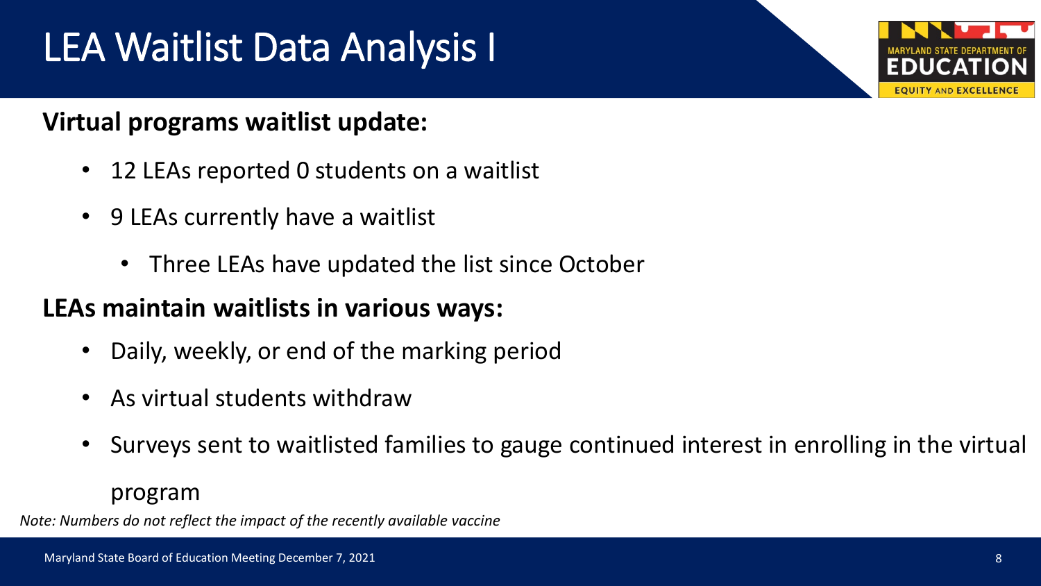# LEA Waitlist Data Analysis I

**Virtual programs waitlist update:**

- 12 LEAs reported 0 students on a waitlist
- 9 LEAs currently have a waitlist
  - Three LEAs have updated the list since October

**LEAs maintain waitlists in various ways:**

- Daily, weekly, or end of the marking period
- As virtual students withdraw
- Surveys sent to waitlisted families to gauge continued interest in enrolling in the virtual program

*Note: Numbers do not reflect the impact of the recently available vaccine*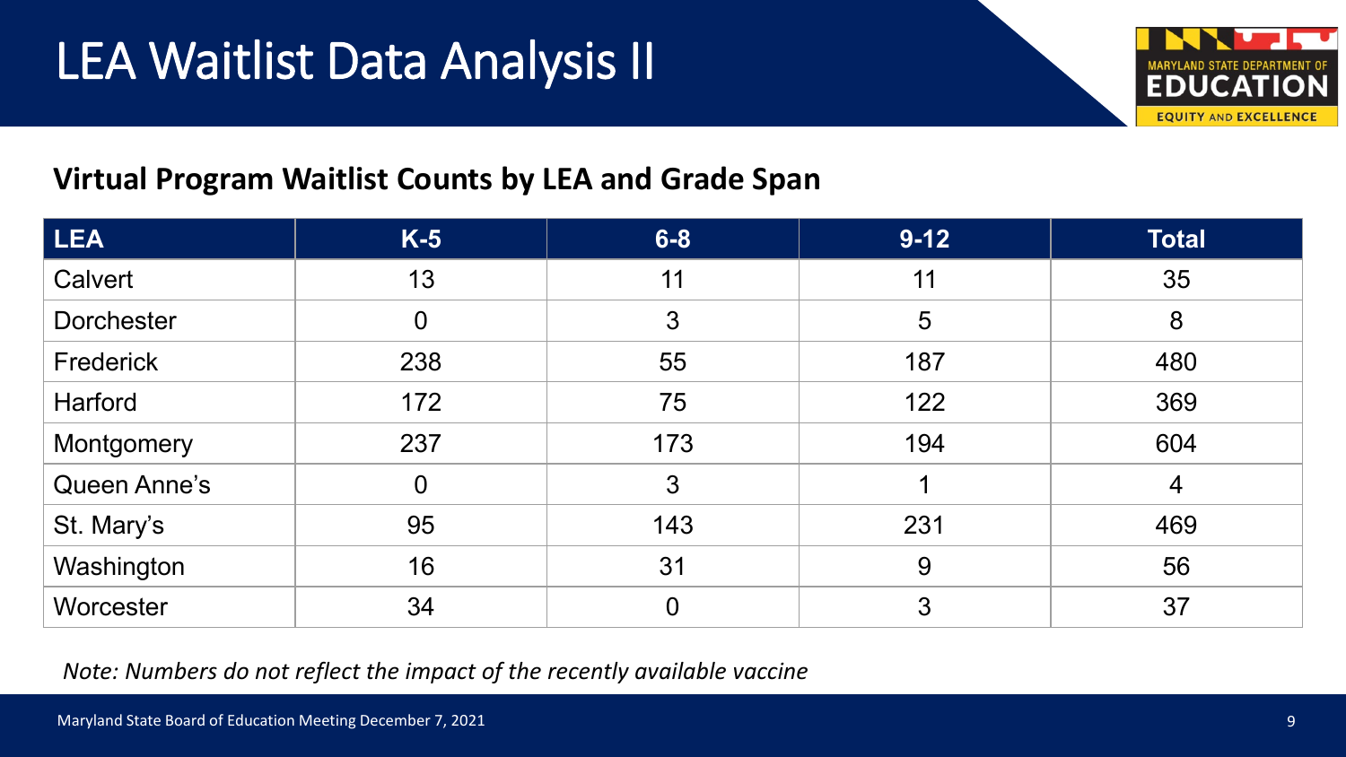# LEA Waitlist Data Analysis II

## Virtual Program Waitlist Counts by LEA and Grade Span

| LEA | K-5 | 6-8 | 9-12 | Total |
|---|---|---|---|---|
| Calvert | 13 | 11 | 11 | 35 |
| Dorchester | 0 | 3 | 5 | 8 |
| Frederick | 238 | 55 | 187 | 480 |
| Harford | 172 | 75 | 122 | 369 |
| Montgomery | 237 | 173 | 194 | 604 |
| Queen Anne’s | 0 | 3 | 1 | 4 |
| St. Mary’s | 95 | 143 | 231 | 469 |
| Washington | 16 | 31 | 9 | 56 |
| Worcester | 34 | 0 | 3 | 37 |

*Note: Numbers do not reflect the impact of the recently available vaccine*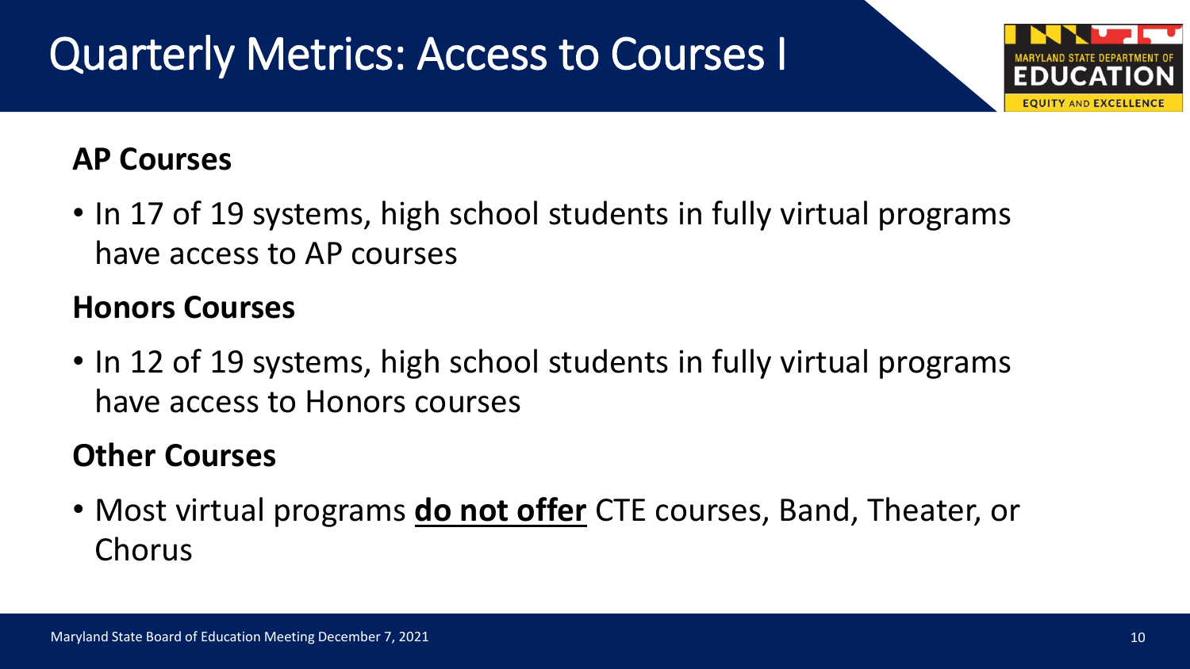# Quarterly Metrics: Access to Courses I

## AP Courses

- In 17 of 19 systems, high school students in fully virtual programs have access to AP courses

## Honors Courses

- In 12 of 19 systems, high school students in fully virtual programs have access to Honors courses

## Other Courses

- Most virtual programs <u>**do not offer**</u> CTE courses, Band, Theater, or Chorus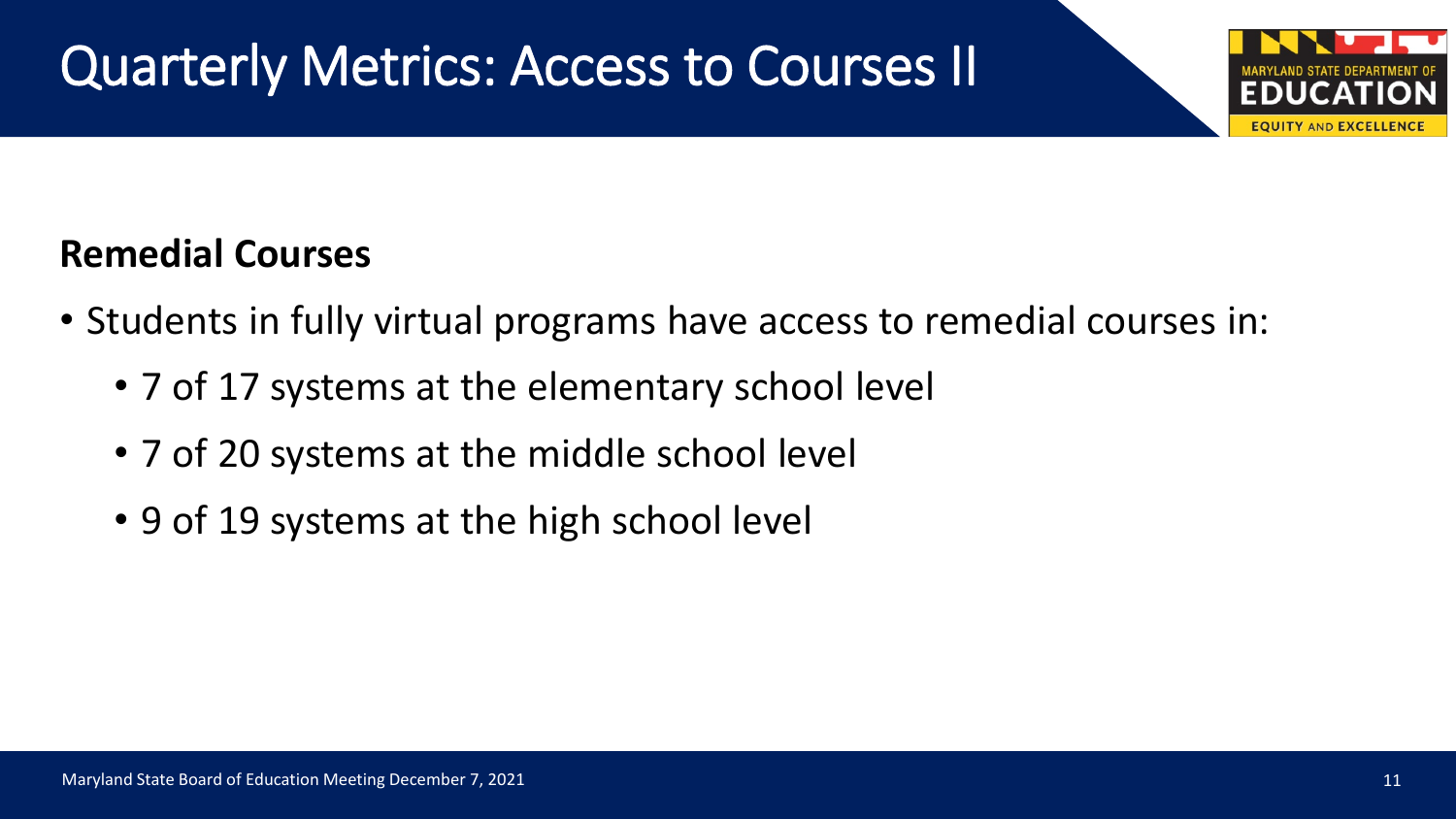# Quarterly Metrics: Access to Courses II

**Remedial Courses**

- Students in fully virtual programs have access to remedial courses in:
  - 7 of 17 systems at the elementary school level
  - 7 of 20 systems at the middle school level
  - 9 of 19 systems at the high school level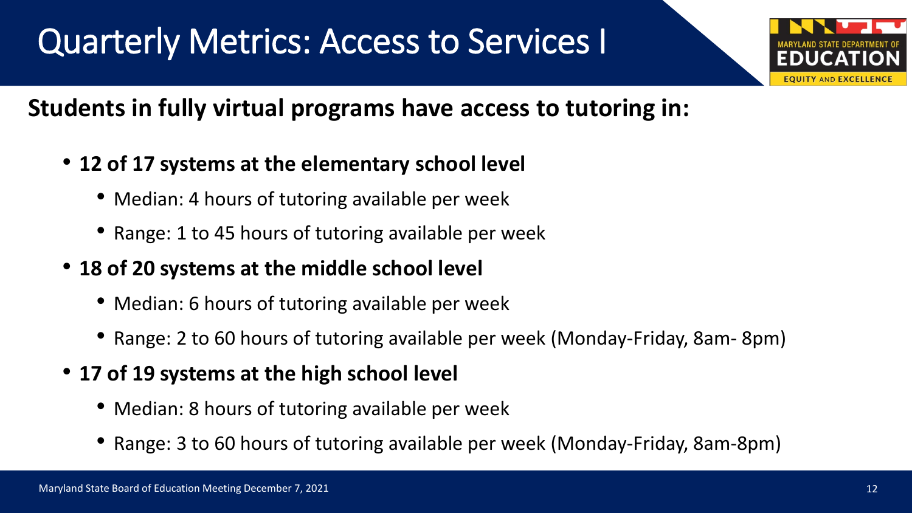# Quarterly Metrics: Access to Services I

**Students in fully virtual programs have access to tutoring in:**

- **12 of 17 systems at the elementary school level**
  - Median: 4 hours of tutoring available per week
  - Range: 1 to 45 hours of tutoring available per week
- **18 of 20 systems at the middle school level**
  - Median: 6 hours of tutoring available per week
  - Range: 2 to 60 hours of tutoring available per week (Monday-Friday, 8am- 8pm)
- **17 of 19 systems at the high school level**
  - Median: 8 hours of tutoring available per week
  - Range: 3 to 60 hours of tutoring available per week (Monday-Friday, 8am-8pm)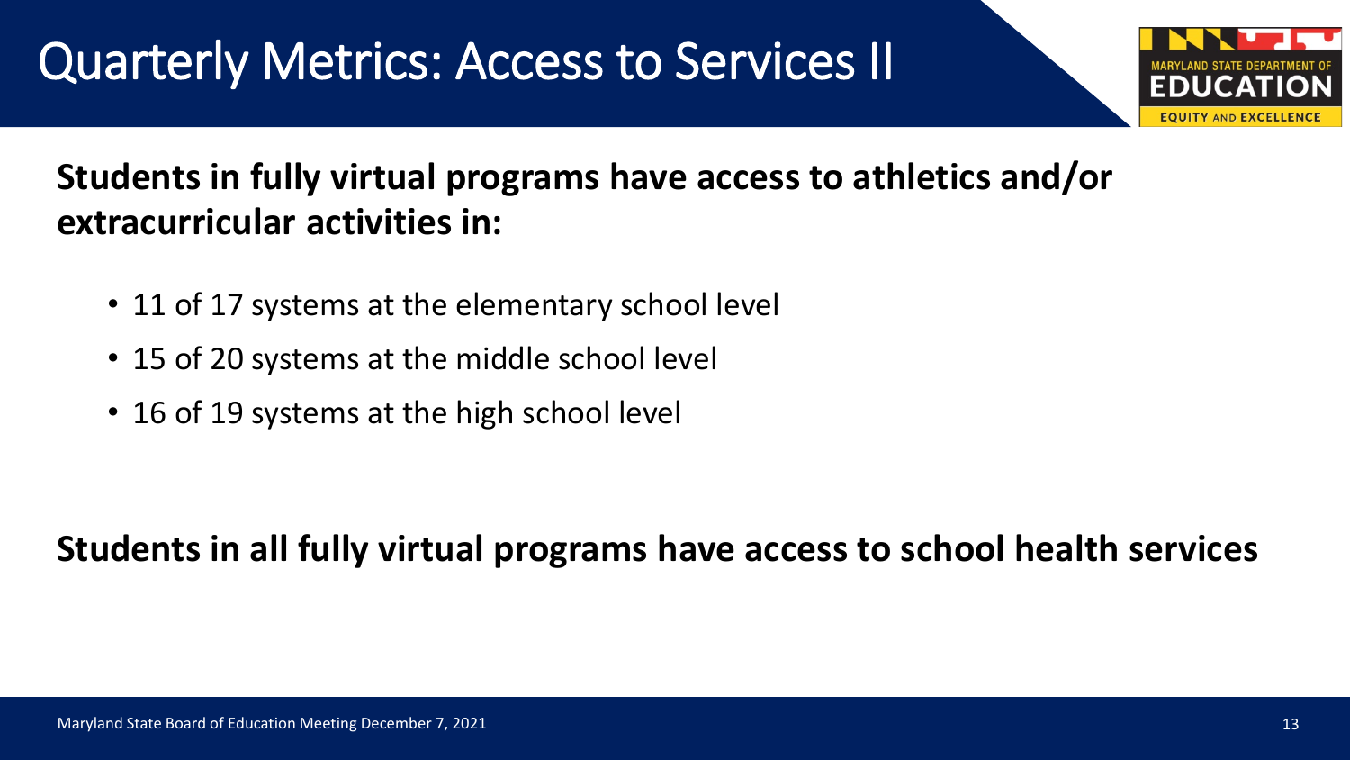# Quarterly Metrics: Access to Services II

**Students in fully virtual programs have access to athletics and/or extracurricular activities in:**

- 11 of 17 systems at the elementary school level
- 15 of 20 systems at the middle school level
- 16 of 19 systems at the high school level

**Students in all fully virtual programs have access to school health services**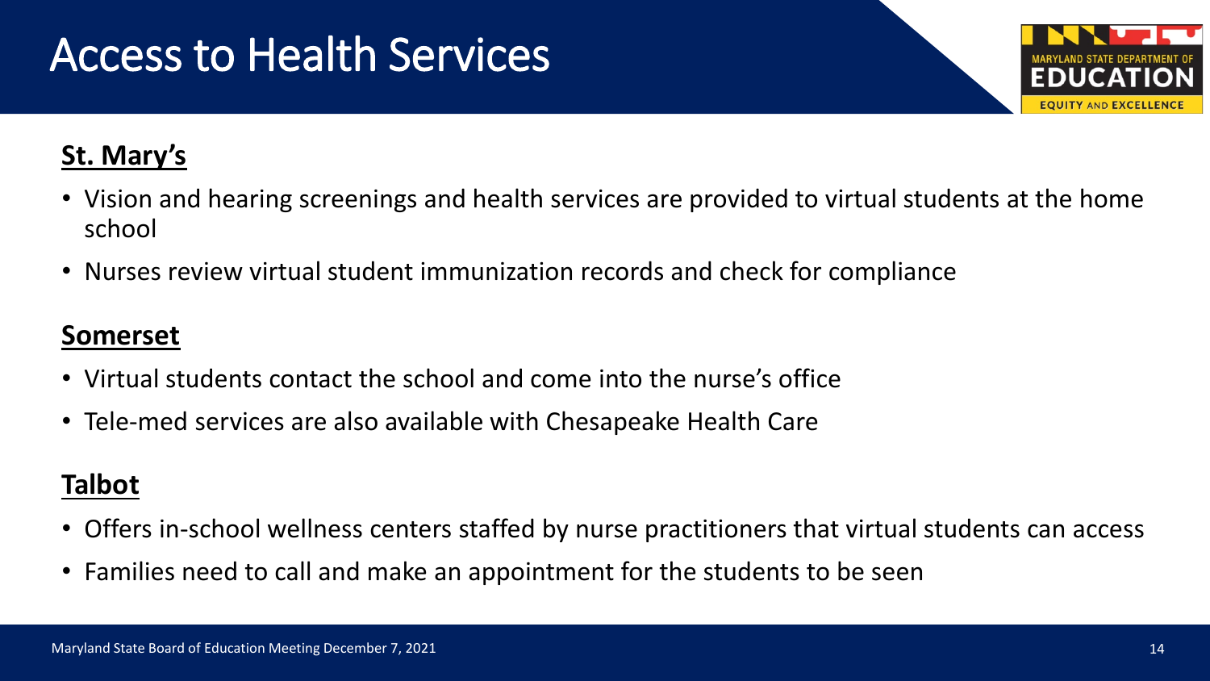# Access to Health Services

## St. Mary's

- Vision and hearing screenings and health services are provided to virtual students at the home school
- Nurses review virtual student immunization records and check for compliance

## Somerset

- Virtual students contact the school and come into the nurse's office
- Tele-med services are also available with Chesapeake Health Care

## Talbot

- Offers in-school wellness centers staffed by nurse practitioners that virtual students can access
- Families need to call and make an appointment for the students to be seen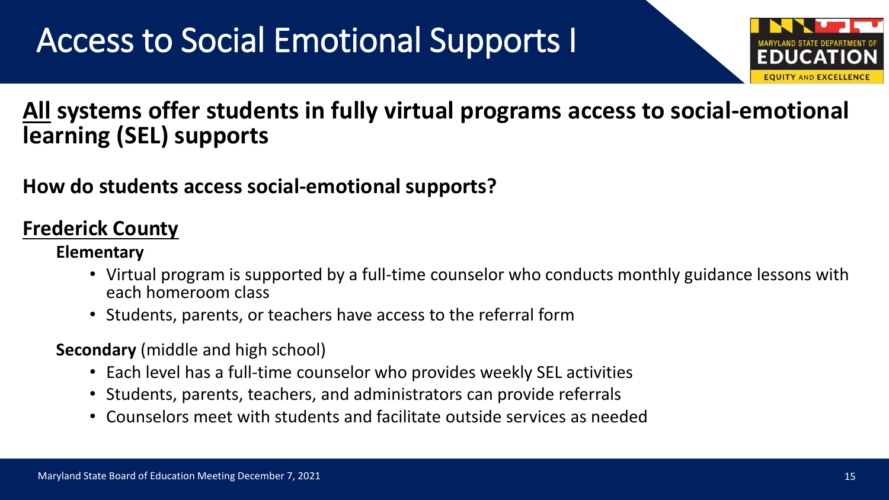# Access to Social Emotional Supports I

## **All** systems offer students in fully virtual programs access to social-emotional learning (SEL) supports

### How do students access social-emotional supports?

### Frederick County

**Elementary**

- Virtual program is supported by a full-time counselor who conducts monthly guidance lessons with each homeroom class
- Students, parents, or teachers have access to the referral form

**Secondary** (middle and high school)

- Each level has a full-time counselor who provides weekly SEL activities
- Students, parents, teachers, and administrators can provide referrals
- Counselors meet with students and facilitate outside services as needed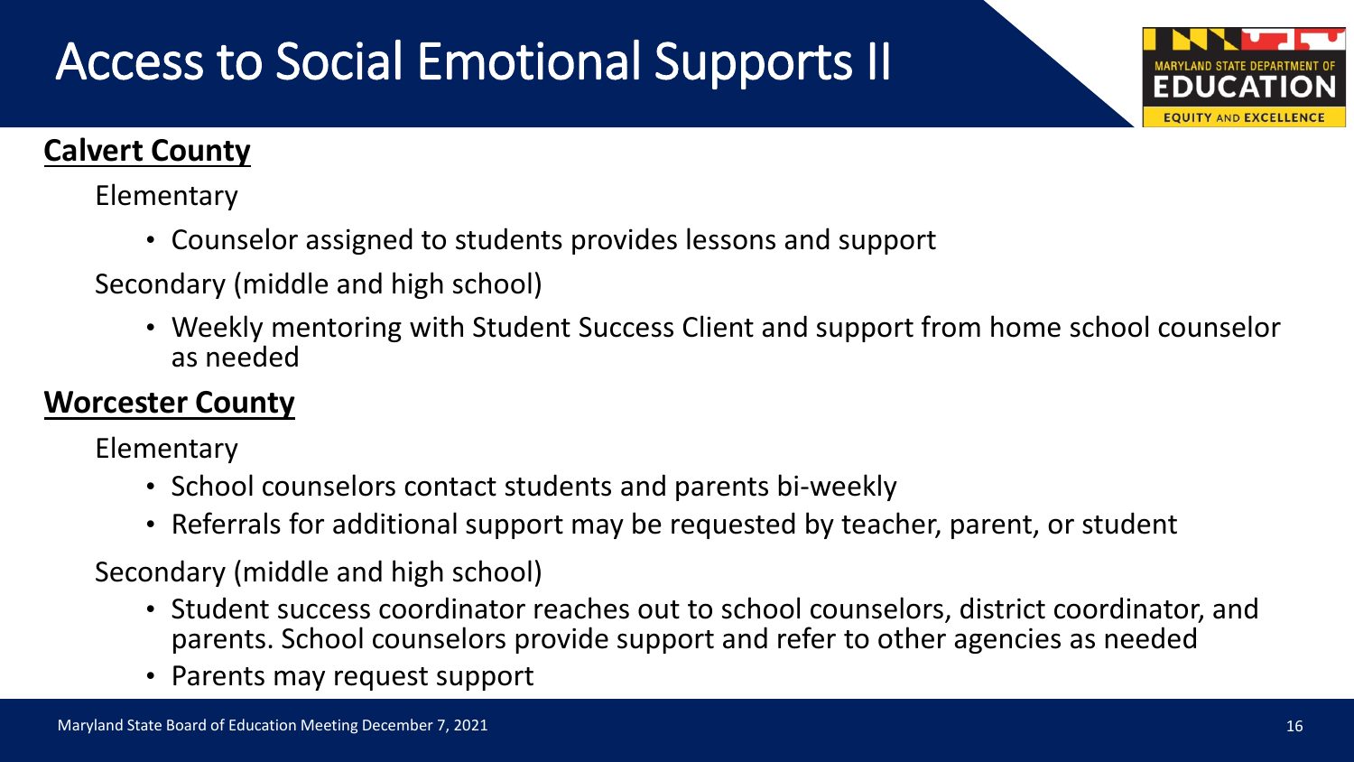# Access to Social Emotional Supports II

## Calvert County

Elementary

- Counselor assigned to students provides lessons and support

Secondary (middle and high school)

- Weekly mentoring with Student Success Client and support from home school counselor as needed

## Worcester County

Elementary

- School counselors contact students and parents bi-weekly
- Referrals for additional support may be requested by teacher, parent, or student

Secondary (middle and high school)

- Student success coordinator reaches out to school counselors, district coordinator, and parents. School counselors provide support and refer to other agencies as needed
- Parents may request support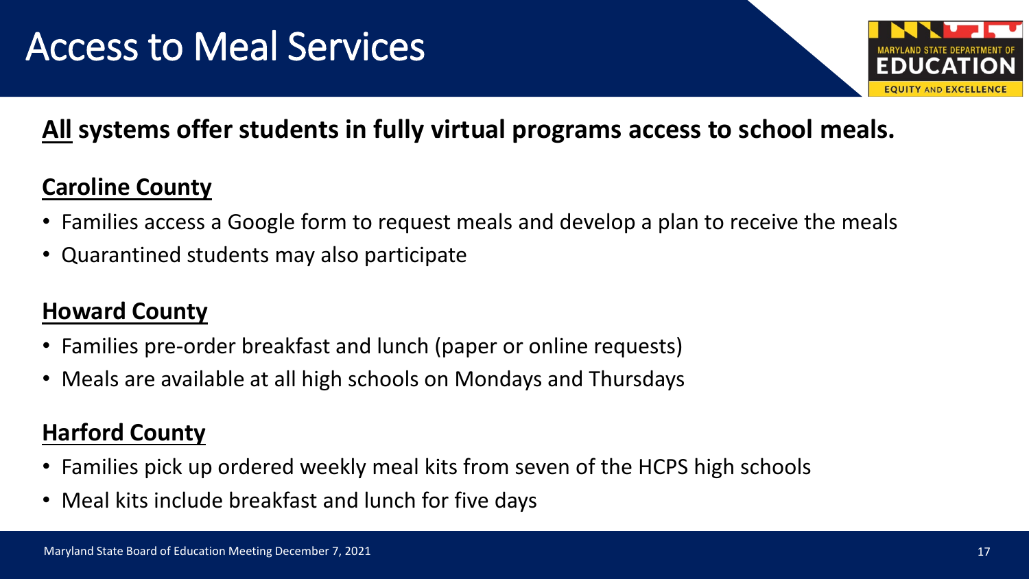# Access to Meal Services

**<u>All</u> systems offer students in fully virtual programs access to school meals.**

## Caroline County

- Families access a Google form to request meals and develop a plan to receive the meals
- Quarantined students may also participate

## Howard County

- Families pre-order breakfast and lunch (paper or online requests)
- Meals are available at all high schools on Mondays and Thursdays

## Harford County

- Families pick up ordered weekly meal kits from seven of the HCPS high schools
- Meal kits include breakfast and lunch for five days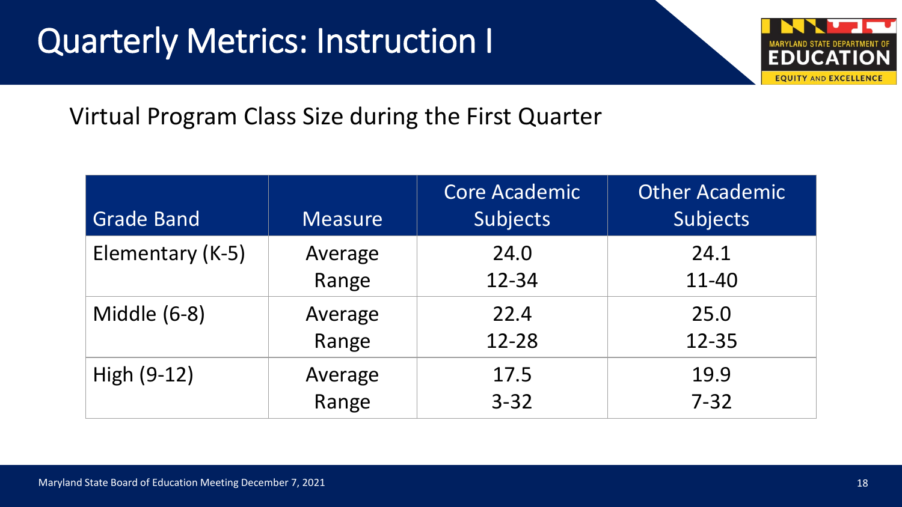# Quarterly Metrics: Instruction I

## Virtual Program Class Size during the First Quarter

| Grade Band | Measure | Core Academic Subjects | Other Academic Subjects |
|---|---|---|---|
| Elementary (K-5) | Average<br>Range | 24.0<br>12-34 | 24.1<br>11-40 |
| Middle (6-8) | Average<br>Range | 22.4<br>12-28 | 25.0<br>12-35 |
| High (9-12) | Average<br>Range | 17.5<br>3-32 | 19.9<br>7-32 |

Maryland State Board of Education Meeting December 7, 2021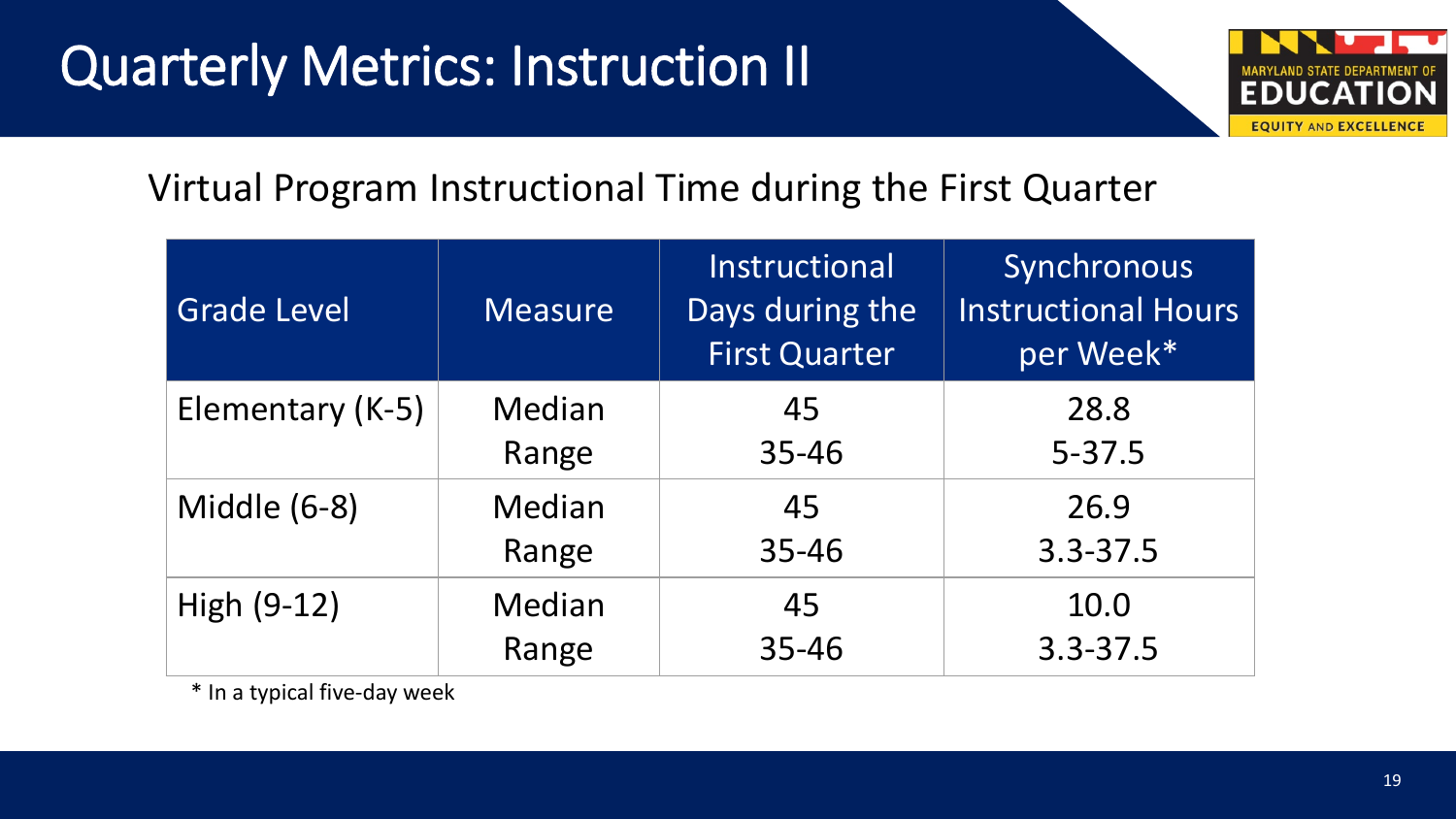# Quarterly Metrics: Instruction II

## Virtual Program Instructional Time during the First Quarter

| Grade Level | Measure | Instructional Days during the First Quarter | Synchronous Instructional Hours per Week* |
|---|---|---|---|
| Elementary (K-5) | Median<br>Range | 45<br>35-46 | 28.8<br>5-37.5 |
| Middle (6-8) | Median<br>Range | 45<br>35-46 | 26.9<br>3.3-37.5 |
| High (9-12) | Median<br>Range | 45<br>35-46 | 10.0<br>3.3-37.5 |

* In a typical five-day week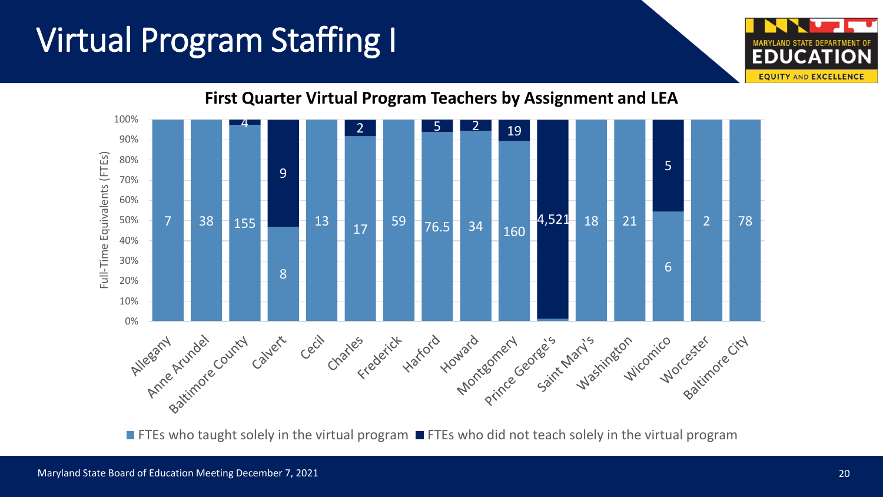# Virtual Program Staffing I

## First Quarter Virtual Program Teachers by Assignment and LEA

| LEA | FTEs who taught solely in the virtual program | FTEs who did not teach solely in the virtual program |
|---|---|---|
| Allegany | 7 | |
| Anne Arundel | 38 | |
| Baltimore County | 155 | 4 |
| Calvert | 8 | 9 |
| Cecil | 13 | |
| Charles | 17 | 2 |
| Frederick | 59 | |
| Harford | 76.5 | 5 |
| Howard | 34 | 2 |
| Montgomery | 160 | 19 |
| Prince George's | | 4,521 |
| Saint Mary's | 18 | |
| Washington | 21 | |
| Wicomico | 6 | 5 |
| Worcester | 2 | |
| Baltimore City | 78 | |

Y-axis: Full-Time Equivalents (FTEs), 0%–100%

Maryland State Board of Education Meeting December 7, 2021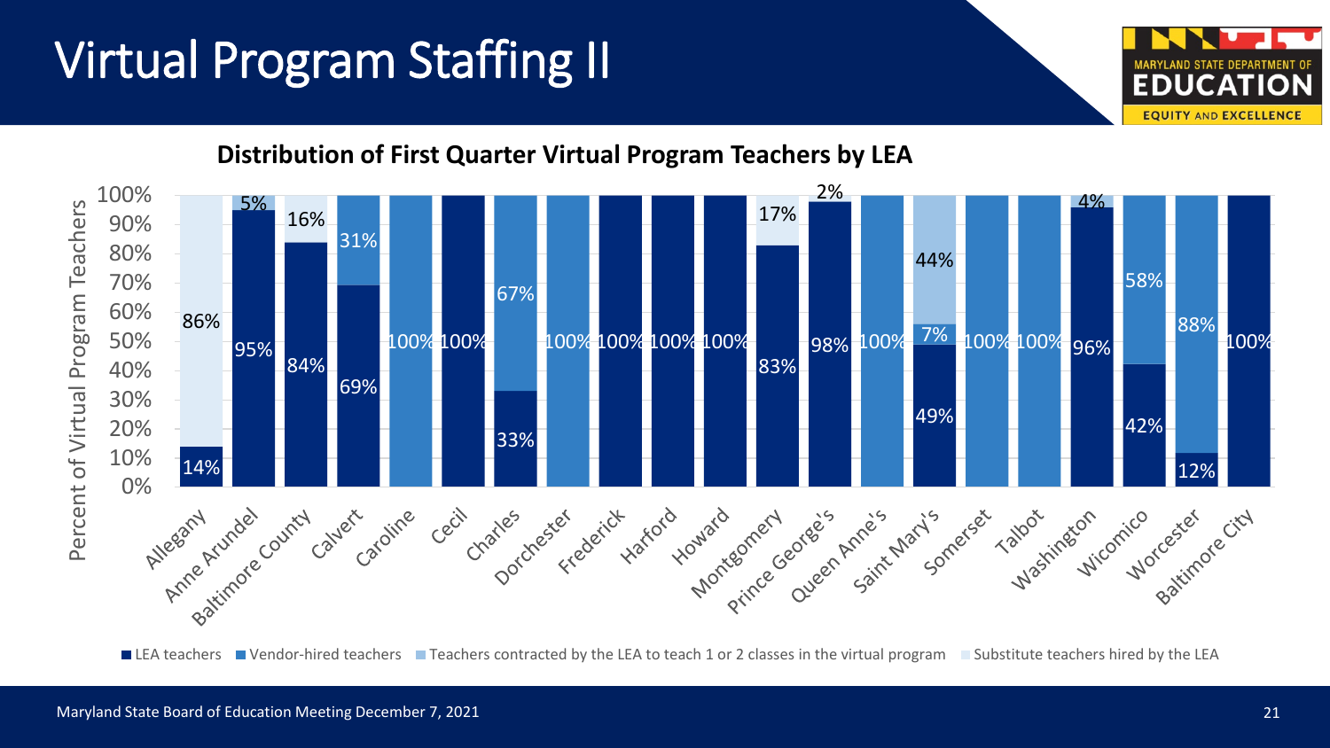# Virtual Program Staffing II

## Distribution of First Quarter Virtual Program Teachers by LEA

| LEA | LEA teachers | Vendor-hired teachers | Teachers contracted by the LEA to teach 1 or 2 classes in the virtual program | Substitute teachers hired by the LEA |
|---|---|---|---|---|
| Allegany | 14% | | | 86% |
| Anne Arundel | 95% | | 5% | |
| Baltimore County | 84% | | | 16% |
| Calvert | 69% | 31% | | |
| Caroline | | 100% | | |
| Cecil | 100% | | | |
| Charles | 33% | 67% | | |
| Dorchester | | 100% | | |
| Frederick | 100% | | | |
| Harford | 100% | | | |
| Howard | 100% | | | |
| Montgomery | 83% | | | 17% |
| Prince George's | 98% | | | 2% |
| Queen Anne's | | 100% | | |
| Saint Mary's | 49% | 7% | 44% | |
| Somerset | | 100% | | |
| Talbot | | 100% | | |
| Washington | 96% | | 4% | |
| Wicomico | 42% | 58% | | |
| Worcester | 12% | 88% | | |
| Baltimore City | 100% | | | |

Maryland State Board of Education Meeting December 7, 2021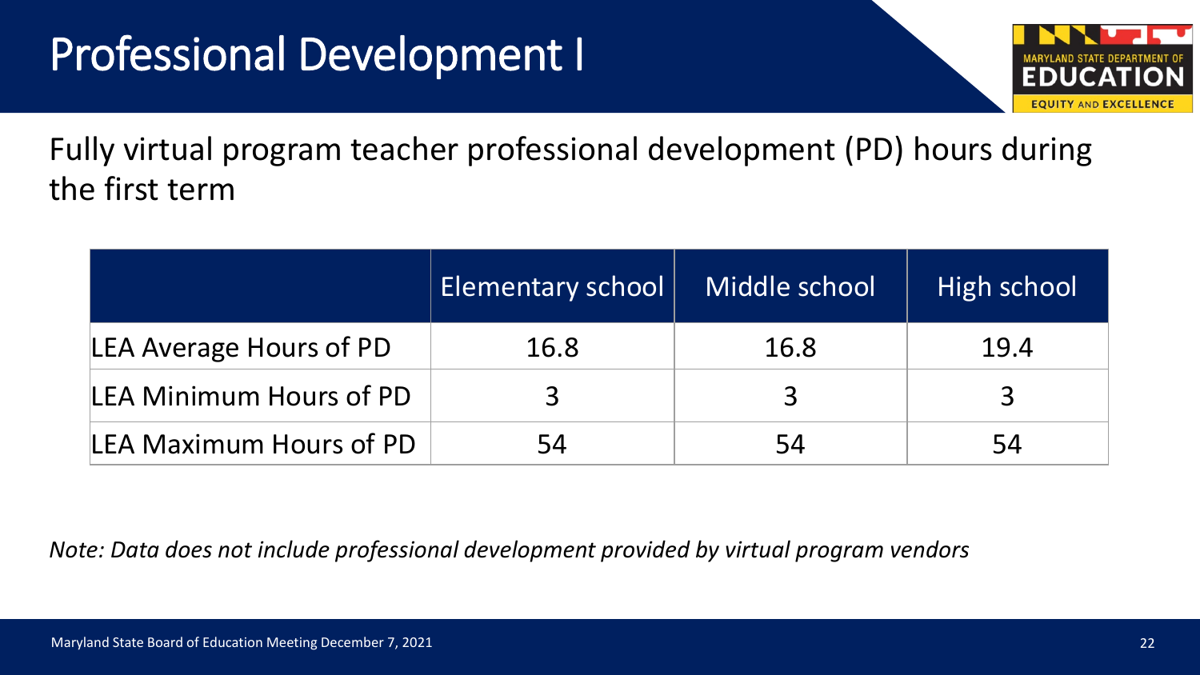# Professional Development I

Fully virtual program teacher professional development (PD) hours during the first term

| | Elementary school | Middle school | High school |
|---|---|---|---|
| LEA Average Hours of PD | 16.8 | 16.8 | 19.4 |
| LEA Minimum Hours of PD | 3 | 3 | 3 |
| LEA Maximum Hours of PD | 54 | 54 | 54 |

*Note: Data does not include professional development provided by virtual program vendors*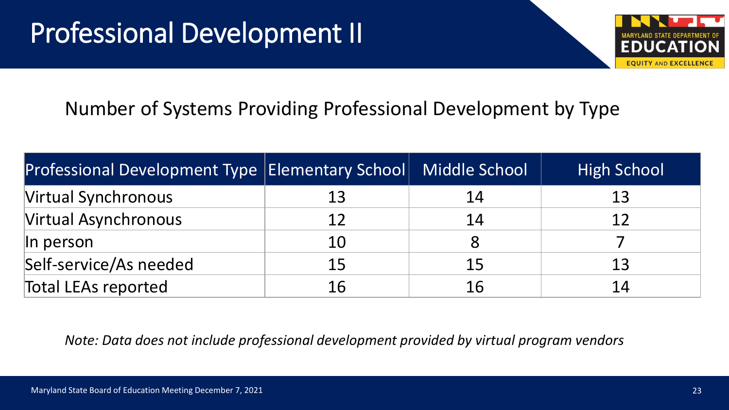# Professional Development II

## Number of Systems Providing Professional Development by Type

| Professional Development Type | Elementary School | Middle School | High School |
|---|---|---|---|
| Virtual Synchronous | 13 | 14 | 13 |
| Virtual Asynchronous | 12 | 14 | 12 |
| In person | 10 | 8 | 7 |
| Self-service/As needed | 15 | 15 | 13 |
| Total LEAs reported | 16 | 16 | 14 |

*Note: Data does not include professional development provided by virtual program vendors*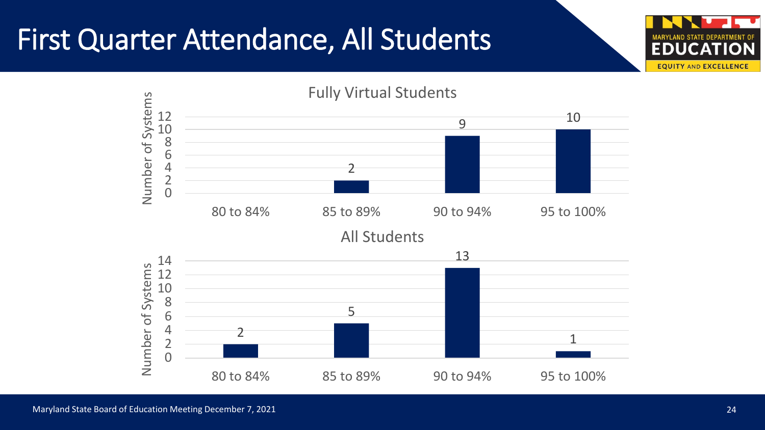# First Quarter Attendance, All Students

## Fully Virtual Students

| Attendance | Number of Systems |
|---|---|
| 80 to 84% | |
| 85 to 89% | 2 |
| 90 to 94% | 9 |
| 95 to 100% | 10 |

## All Students

| Attendance | Number of Systems |
|---|---|
| 80 to 84% | 2 |
| 85 to 89% | 5 |
| 90 to 94% | 13 |
| 95 to 100% | 1 |

Maryland State Board of Education Meeting December 7, 2021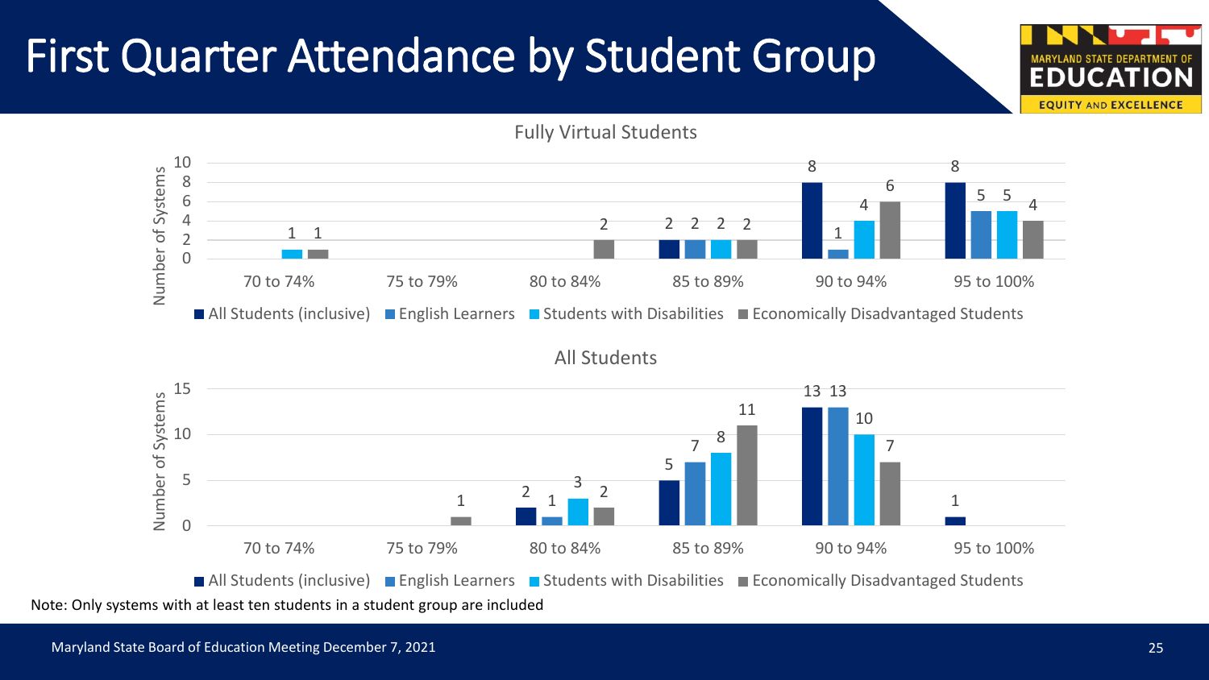# First Quarter Attendance by Student Group

### Fully Virtual Students

Number of Systems

| | 70 to 74% | 75 to 79% | 80 to 84% | 85 to 89% | 90 to 94% | 95 to 100% |
|---|---|---|---|---|---|---|
| All Students (inclusive) | | | | 2 | 8 | 8 |
| English Learners | | | | 2 | 1 | 5 |
| Students with Disabilities | 1 | | | 2 | 4 | 5 |
| Economically Disadvantaged Students | 1 | | 2 | 2 | 6 | 4 |

### All Students

Number of Systems

| | 70 to 74% | 75 to 79% | 80 to 84% | 85 to 89% | 90 to 94% | 95 to 100% |
|---|---|---|---|---|---|---|
| All Students (inclusive) | | | 2 | 5 | 13 | 1 |
| English Learners | | | 1 | 7 | 13 | |
| Students with Disabilities | | | 3 | 8 | 10 | |
| Economically Disadvantaged Students | | 1 | 2 | 11 | 7 | |

Note: Only systems with at least ten students in a student group are included

Maryland State Board of Education Meeting December 7, 2021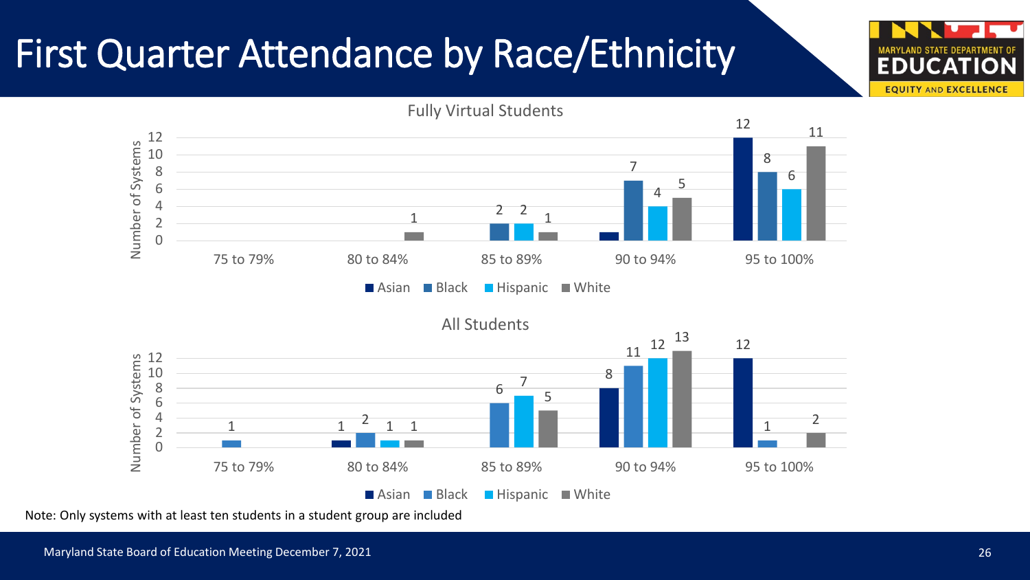# First Quarter Attendance by Race/Ethnicity

## Fully Virtual Students

Number of Systems

| Attendance | Asian | Black | Hispanic | White |
|---|---|---|---|---|
| 75 to 79% | | | | |
| 80 to 84% | | | | 1 |
| 85 to 89% | | 2 | 2 | 1 |
| 90 to 94% | 1 | 7 | 4 | 5 |
| 95 to 100% | 12 | 8 | 6 | 11 |

## All Students

Number of Systems

| Attendance | Asian | Black | Hispanic | White |
|---|---|---|---|---|
| 75 to 79% | | 1 | | |
| 80 to 84% | 1 | 2 | 1 | 1 |
| 85 to 89% | | 6 | 7 | 5 |
| 90 to 94% | 8 | 11 | 12 | 13 |
| 95 to 100% | 12 | 1 | | 2 |

Note: Only systems with at least ten students in a student group are included

Maryland State Board of Education Meeting December 7, 2021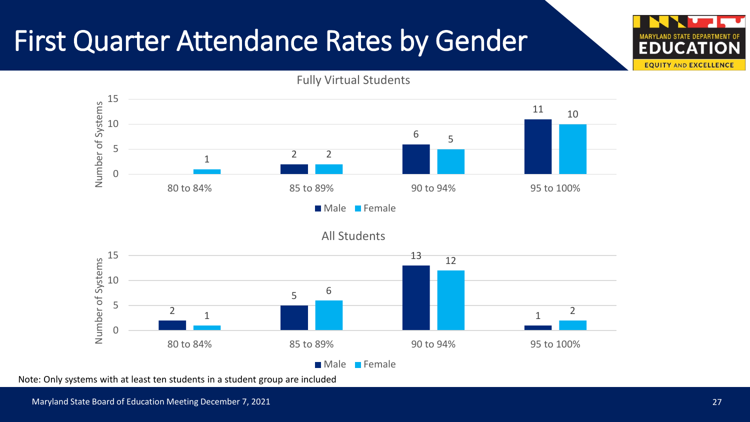# First Quarter Attendance Rates by Gender

**Fully Virtual Students**

| Attendance Rate | Male | Female |
|---|---|---|
| 80 to 84% | | 1 |
| 85 to 89% | 2 | 2 |
| 90 to 94% | 6 | 5 |
| 95 to 100% | 11 | 10 |

**All Students**

| Attendance Rate | Male | Female |
|---|---|---|
| 80 to 84% | 2 | 1 |
| 85 to 89% | 5 | 6 |
| 90 to 94% | 13 | 12 |
| 95 to 100% | 1 | 2 |

Number of Systems

Note: Only systems with at least ten students in a student group are included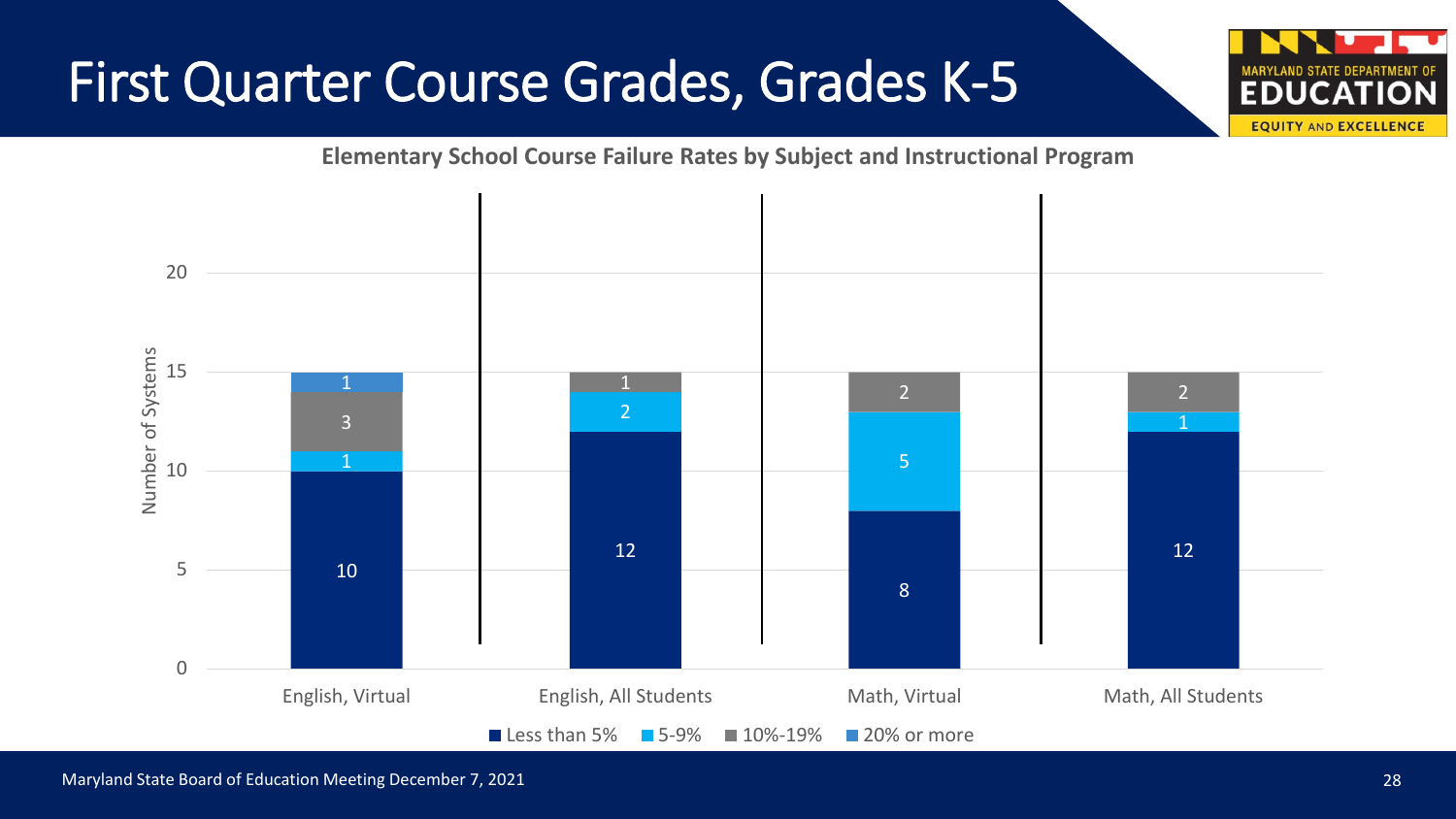# First Quarter Course Grades, Grades K-5

**Elementary School Course Failure Rates by Subject and Instructional Program**

| Number of Systems | Less than 5% | 5-9% | 10%-19% | 20% or more |
|---|---|---|---|---|
| English, Virtual | 10 | 1 | 3 | 1 |
| English, All Students | 12 | 2 | 1 | |
| Math, Virtual | 8 | 5 | 2 | |
| Math, All Students | 12 | 1 | 2 | |

Maryland State Board of Education Meeting December 7, 2021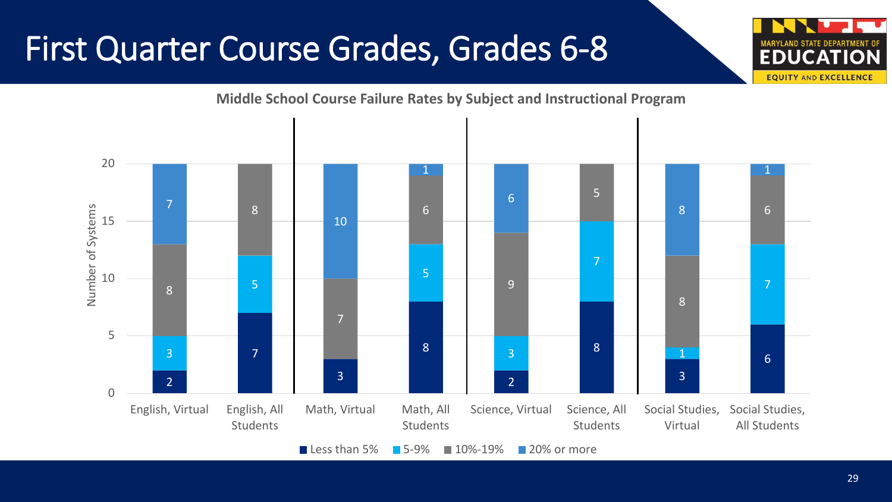# First Quarter Course Grades, Grades 6-8

**Middle School Course Failure Rates by Subject and Instructional Program**

Number of Systems

| | Less than 5% | 5-9% | 10%-19% | 20% or more |
|---|---|---|---|---|
| English, Virtual | 2 | 3 | 8 | 7 |
| English, All Students | 7 | 5 | 8 | |
| Math, Virtual | 3 | | 7 | 10 |
| Math, All Students | 8 | 5 | 6 | 1 |
| Science, Virtual | 2 | 3 | 9 | 6 |
| Science, All Students | 8 | 7 | 5 | |
| Social Studies, Virtual | 3 | 1 | 8 | 8 |
| Social Studies, All Students | 6 | 7 | 6 | 1 |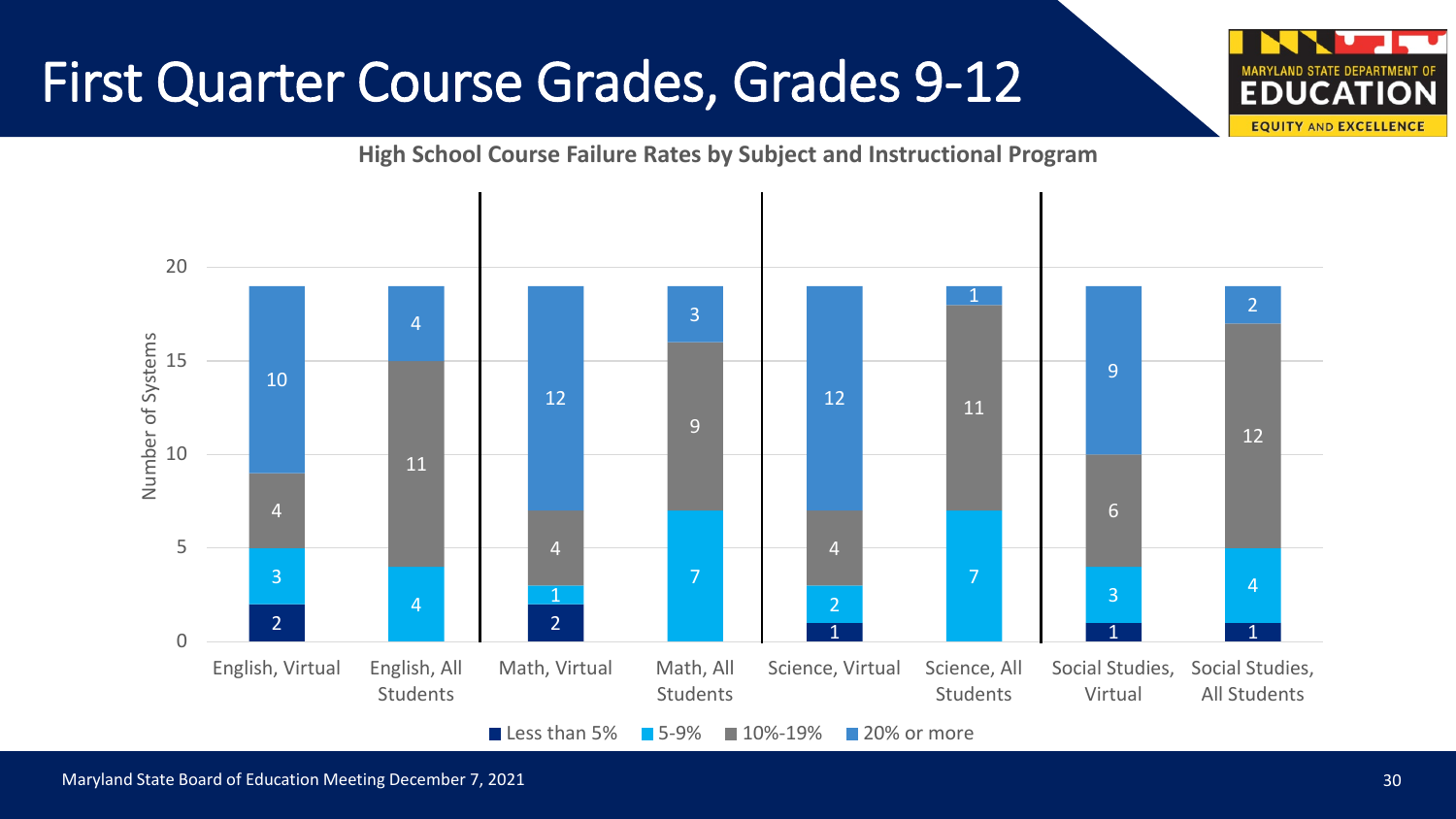# First Quarter Course Grades, Grades 9-12

**High School Course Failure Rates by Subject and Instructional Program**

| | Less than 5% | 5-9% | 10%-19% | 20% or more |
|---|---|---|---|---|
| English, Virtual | 2 | 3 | 4 | 10 |
| English, All Students | | 4 | 11 | 4 |
| Math, Virtual | 2 | 1 | 4 | 12 |
| Math, All Students | | 7 | 9 | 3 |
| Science, Virtual | 1 | 2 | 4 | 12 |
| Science, All Students | | 7 | 11 | 1 |
| Social Studies, Virtual | 1 | 3 | 6 | 9 |
| Social Studies, All Students | 1 | 4 | 12 | 2 |

Number of Systems

Maryland State Board of Education Meeting December 7, 2021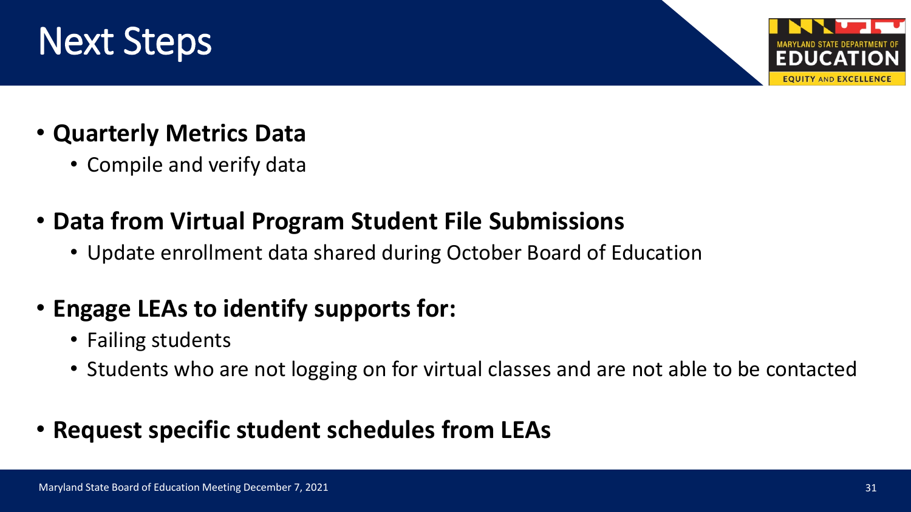# Next Steps

- **Quarterly Metrics Data**
  - Compile and verify data
- **Data from Virtual Program Student File Submissions**
  - Update enrollment data shared during October Board of Education
- **Engage LEAs to identify supports for:**
  - Failing students
  - Students who are not logging on for virtual classes and are not able to be contacted
- **Request specific student schedules from LEAs**